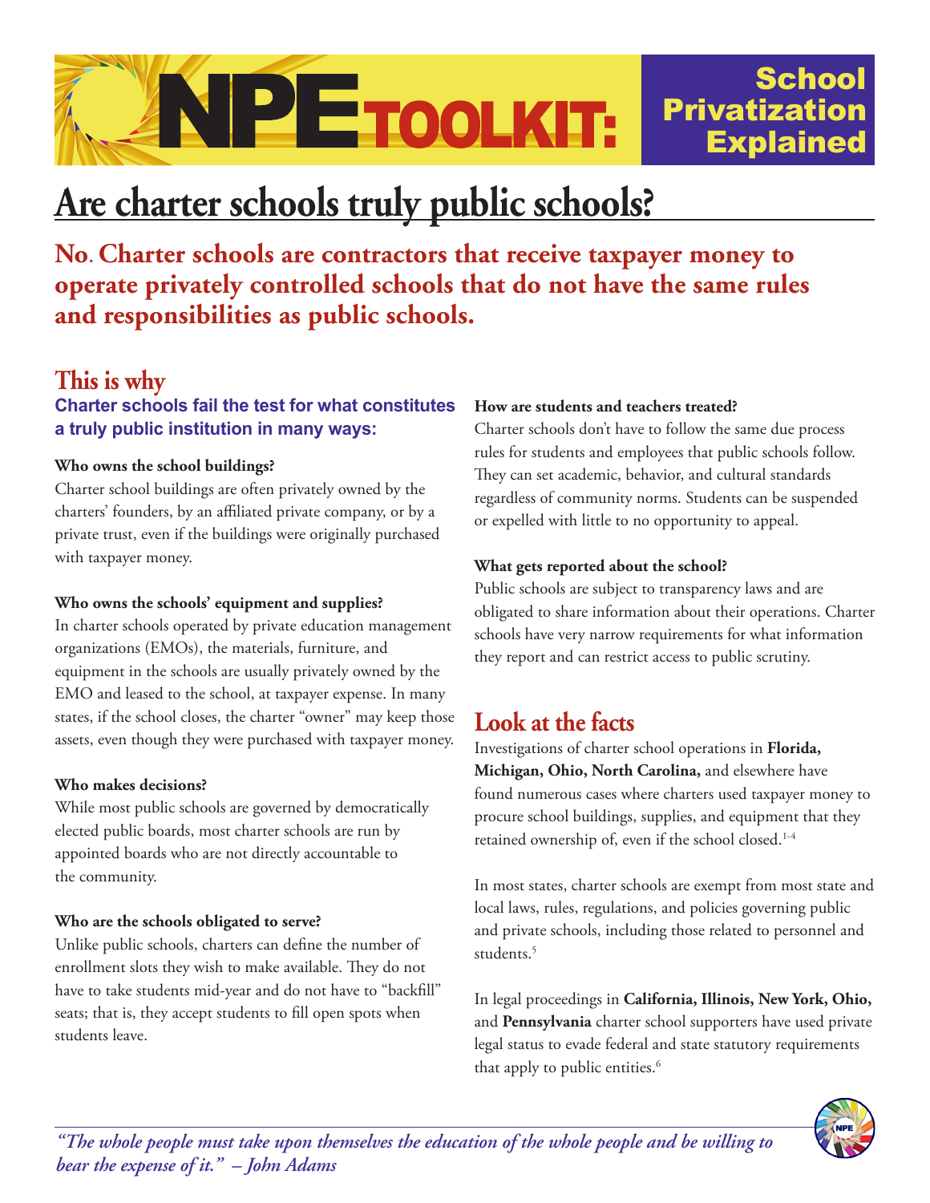# NPE TOOLKIT: School Privatization Explained

# Are charter schools truly public schools?

**No. Charter schools are contractors that receive taxpayer money to operate privately controlled schools that do not have the same rules and responsibilities as public schools.**

## This is why

### Charter schools fail the test for what constitutes a truly public institution in many ways:

**Who owns the school buildings?**

Charter school buildings are often privately owned by the charters' founders, by an affiliated private company, or by a private trust, even if the buildings were originally purchased with taxpayer money.

**Who owns the schools' equipment and supplies?**

In charter schools operated by private education management organizations (EMOs), the materials, furniture, and equipment in the schools are usually privately owned by the EMO and leased to the school, at taxpayer expense. In many states, if the school closes, the charter "owner" may keep those assets, even though they were purchased with taxpayer money.

**Who makes decisions?**

While most public schools are governed by democratically elected public boards, most charter schools are run by appointed boards who are not directly accountable to the community.

**Who are the schools obligated to serve?**

Unlike public schools, charters can define the number of enrollment slots they wish to make available. They do not have to take students mid-year and do not have to "backfill" seats; that is, they accept students to fill open spots when students leave.

**How are students and teachers treated?**

Charter schools don't have to follow the same due process rules for students and employees that public schools follow. They can set academic, behavior, and cultural standards regardless of community norms. Students can be suspended or expelled with little to no opportunity to appeal.

**What gets reported about the school?**

Public schools are subject to transparency laws and are obligated to share information about their operations. Charter schools have very narrow requirements for what information they report and can restrict access to public scrutiny.

## Look at the facts

Investigations of charter school operations in **Florida, Michigan, Ohio, North Carolina,** and elsewhere have found numerous cases where charters used taxpayer money to procure school buildings, supplies, and equipment that they retained ownership of, even if the school closed.[1-4]

In most states, charter schools are exempt from most state and local laws, rules, regulations, and policies governing public and private schools, including those related to personnel and students.[5]

In legal proceedings in **California, Illinois, New York, Ohio,** and **Pennsylvania** charter school supporters have used private legal status to evade federal and state statutory requirements that apply to public entities.[6]

*"The whole people must take upon themselves the education of the whole people and be willing to bear the expense of it." – John Adams*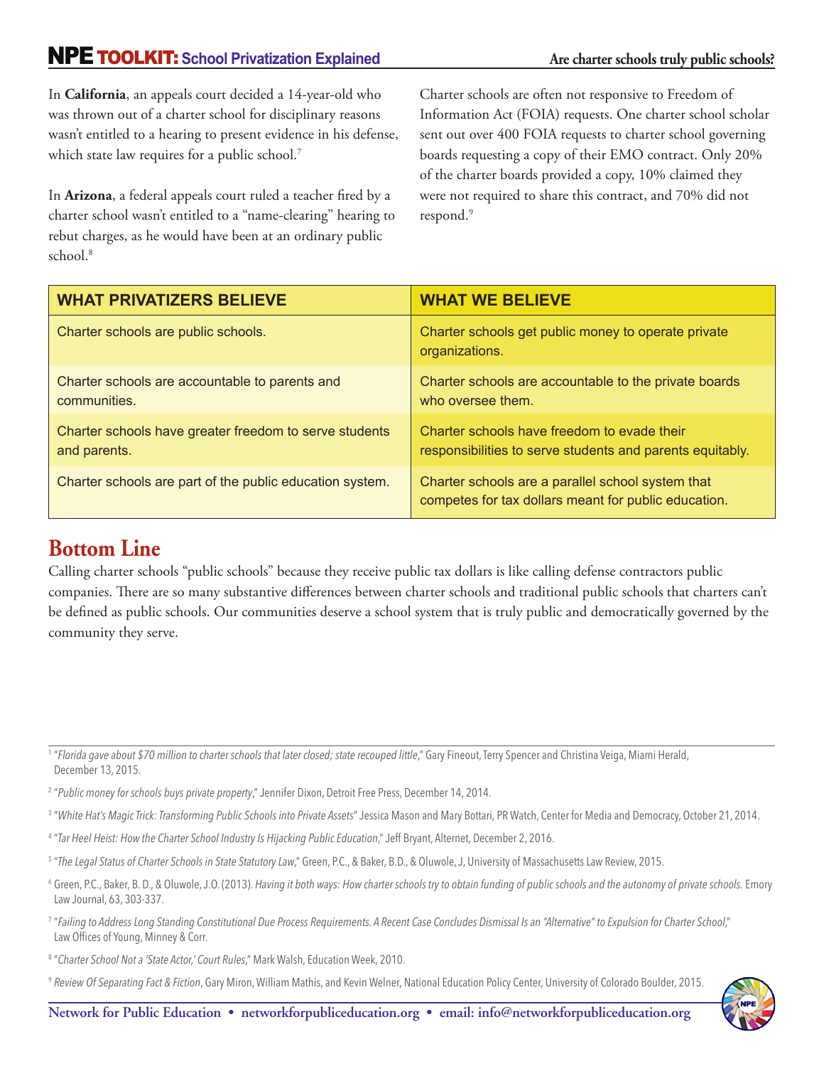In **California**, an appeals court decided a 14-year-old who was thrown out of a charter school for disciplinary reasons wasn't entitled to a hearing to present evidence in his defense, which state law requires for a public school.[7]

In **Arizona**, a federal appeals court ruled a teacher fired by a charter school wasn't entitled to a "name-clearing" hearing to rebut charges, as he would have been at an ordinary public school.[8]

Charter schools are often not responsive to Freedom of Information Act (FOIA) requests. One charter school scholar sent out over 400 FOIA requests to charter school governing boards requesting a copy of their EMO contract. Only 20% of the charter boards provided a copy, 10% claimed they were not required to share this contract, and 70% did not respond.[9]

| WHAT PRIVATIZERS BELIEVE | WHAT WE BELIEVE |
|---|---|
| Charter schools are public schools. | Charter schools get public money to operate private organizations. |
| Charter schools are accountable to parents and communities. | Charter schools are accountable to the private boards who oversee them. |
| Charter schools have greater freedom to serve students and parents. | Charter schools have freedom to evade their responsibilities to serve students and parents equitably. |
| Charter schools are part of the public education system. | Charter schools are a parallel school system that competes for tax dollars meant for public education. |

## Bottom Line

Calling charter schools "public schools" because they receive public tax dollars is like calling defense contractors public companies. There are so many substantive differences between charter schools and traditional public schools that charters can't be defined as public schools. Our communities deserve a school system that is truly public and democratically governed by the community they serve.

---

[1] "*Florida gave about $70 million to charter schools that later closed; state recouped little*," Gary Fineout, Terry Spencer and Christina Veiga, Miami Herald, December 13, 2015.

[2] "*Public money for schools buys private property*," Jennifer Dixon, Detroit Free Press, December 14, 2014.

[3] "*White Hat's Magic Trick: Transforming Public Schools into Private Assets*" Jessica Mason and Mary Bottari, PR Watch, Center for Media and Democracy, October 21, 2014.

[4] "*Tar Heel Heist: How the Charter School Industry Is Hijacking Public Education*," Jeff Bryant, Alternet, December 2, 2016.

[5] "*The Legal Status of Charter Schools in State Statutory Law*," Green, P.C., & Baker, B.D., & Oluwole, J, University of Massachusetts Law Review, 2015.

[6] Green, P.C., Baker, B. D., & Oluwole, J.O. (2013). *Having it both ways: How charter schools try to obtain funding of public schools and the autonomy of private schools.* Emory Law Journal, 63, 303-337.

[7] "*Failing to Address Long Standing Constitutional Due Process Requirements. A Recent Case Concludes Dismissal Is an "Alternative" to Expulsion for Charter School*," Law Offices of Young, Minney & Corr.

[8] "*Charter School Not a 'State Actor,' Court Rules*," Mark Walsh, Education Week, 2010.

[9] *Review Of Separating Fact & Fiction*, Gary Miron, William Mathis, and Kevin Welner, National Education Policy Center, University of Colorado Boulder, 2015.